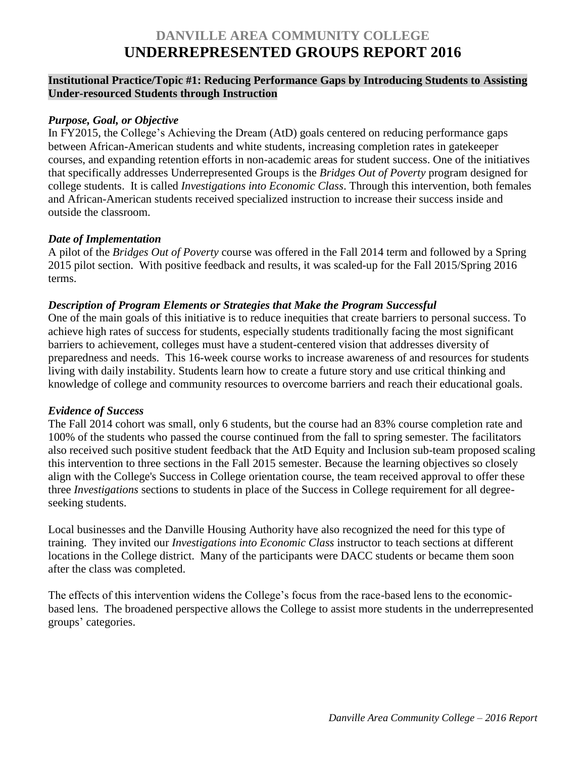# DANVILLE AREA COMMUNITY COLLEGE
# UNDERREPRESENTED GROUPS REPORT 2016

## Institutional Practice/Topic #1: Reducing Performance Gaps by Introducing Students to Assisting Under-resourced Students through Instruction

### *Purpose, Goal, or Objective*

In FY2015, the College's Achieving the Dream (AtD) goals centered on reducing performance gaps between African-American students and white students, increasing completion rates in gatekeeper courses, and expanding retention efforts in non-academic areas for student success. One of the initiatives that specifically addresses Underrepresented Groups is the *Bridges Out of Poverty* program designed for college students. It is called *Investigations into Economic Class*. Through this intervention, both females and African-American students received specialized instruction to increase their success inside and outside the classroom.

### *Date of Implementation*

A pilot of the *Bridges Out of Poverty* course was offered in the Fall 2014 term and followed by a Spring 2015 pilot section. With positive feedback and results, it was scaled-up for the Fall 2015/Spring 2016 terms.

### *Description of Program Elements or Strategies that Make the Program Successful*

One of the main goals of this initiative is to reduce inequities that create barriers to personal success. To achieve high rates of success for students, especially students traditionally facing the most significant barriers to achievement, colleges must have a student-centered vision that addresses diversity of preparedness and needs. This 16-week course works to increase awareness of and resources for students living with daily instability. Students learn how to create a future story and use critical thinking and knowledge of college and community resources to overcome barriers and reach their educational goals.

### *Evidence of Success*

The Fall 2014 cohort was small, only 6 students, but the course had an 83% course completion rate and 100% of the students who passed the course continued from the fall to spring semester. The facilitators also received such positive student feedback that the AtD Equity and Inclusion sub-team proposed scaling this intervention to three sections in the Fall 2015 semester. Because the learning objectives so closely align with the College's Success in College orientation course, the team received approval to offer these three *Investigations* sections to students in place of the Success in College requirement for all degree-seeking students.

Local businesses and the Danville Housing Authority have also recognized the need for this type of training. They invited our *Investigations into Economic Class* instructor to teach sections at different locations in the College district. Many of the participants were DACC students or became them soon after the class was completed.

The effects of this intervention widens the College's focus from the race-based lens to the economic-based lens. The broadened perspective allows the College to assist more students in the underrepresented groups' categories.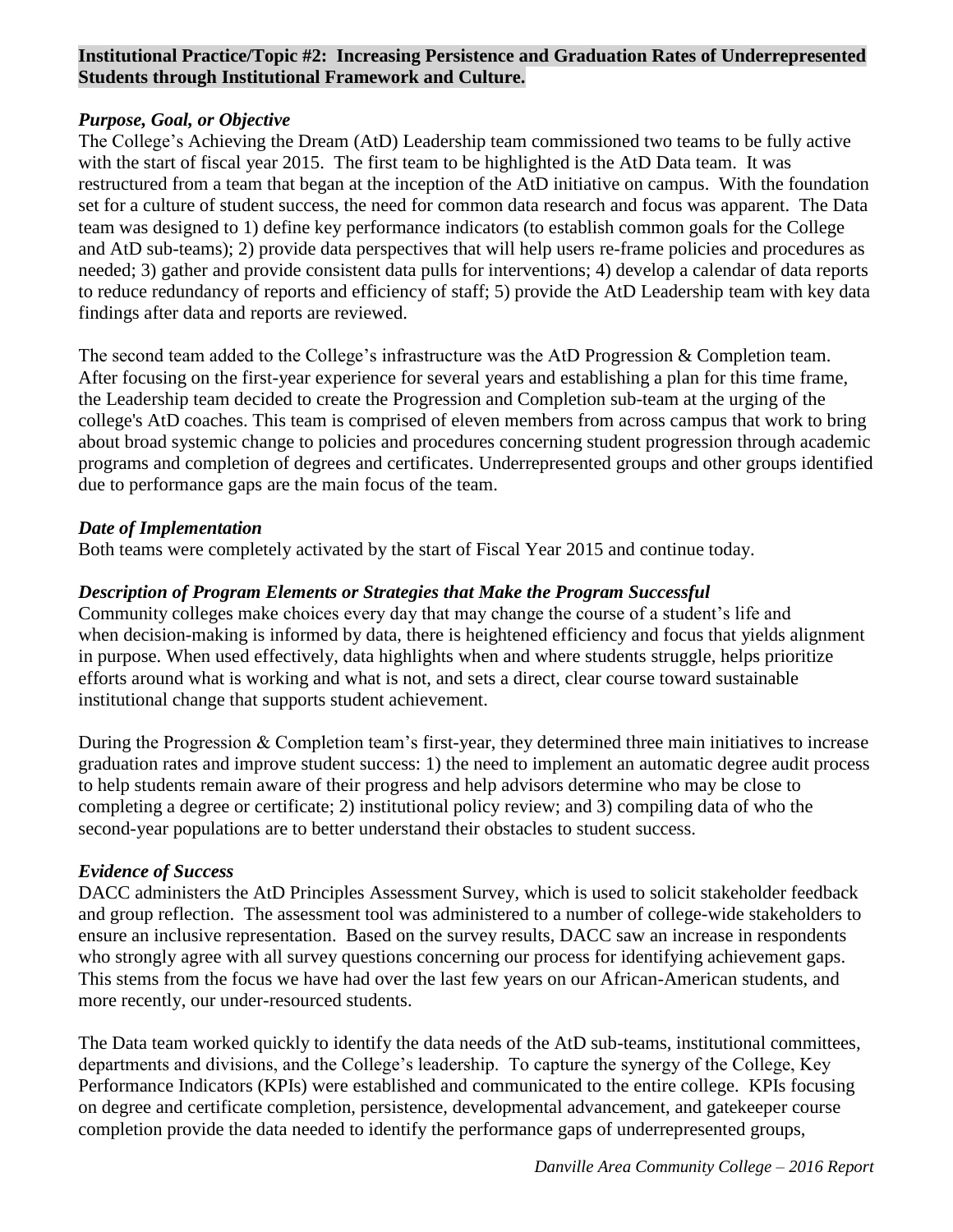**Institutional Practice/Topic #2: Increasing Persistence and Graduation Rates of Underrepresented Students through Institutional Framework and Culture.**

### *Purpose, Goal, or Objective*

The College's Achieving the Dream (AtD) Leadership team commissioned two teams to be fully active with the start of fiscal year 2015. The first team to be highlighted is the AtD Data team. It was restructured from a team that began at the inception of the AtD initiative on campus. With the foundation set for a culture of student success, the need for common data research and focus was apparent. The Data team was designed to 1) define key performance indicators (to establish common goals for the College and AtD sub-teams); 2) provide data perspectives that will help users re-frame policies and procedures as needed; 3) gather and provide consistent data pulls for interventions; 4) develop a calendar of data reports to reduce redundancy of reports and efficiency of staff; 5) provide the AtD Leadership team with key data findings after data and reports are reviewed.

The second team added to the College's infrastructure was the AtD Progression & Completion team. After focusing on the first-year experience for several years and establishing a plan for this time frame, the Leadership team decided to create the Progression and Completion sub-team at the urging of the college's AtD coaches. This team is comprised of eleven members from across campus that work to bring about broad systemic change to policies and procedures concerning student progression through academic programs and completion of degrees and certificates. Underrepresented groups and other groups identified due to performance gaps are the main focus of the team.

### *Date of Implementation*

Both teams were completely activated by the start of Fiscal Year 2015 and continue today.

### *Description of Program Elements or Strategies that Make the Program Successful*

Community colleges make choices every day that may change the course of a student's life and when decision-making is informed by data, there is heightened efficiency and focus that yields alignment in purpose. When used effectively, data highlights when and where students struggle, helps prioritize efforts around what is working and what is not, and sets a direct, clear course toward sustainable institutional change that supports student achievement.

During the Progression & Completion team's first-year, they determined three main initiatives to increase graduation rates and improve student success: 1) the need to implement an automatic degree audit process to help students remain aware of their progress and help advisors determine who may be close to completing a degree or certificate; 2) institutional policy review; and 3) compiling data of who the second-year populations are to better understand their obstacles to student success.

### *Evidence of Success*

DACC administers the AtD Principles Assessment Survey, which is used to solicit stakeholder feedback and group reflection. The assessment tool was administered to a number of college-wide stakeholders to ensure an inclusive representation. Based on the survey results, DACC saw an increase in respondents who strongly agree with all survey questions concerning our process for identifying achievement gaps. This stems from the focus we have had over the last few years on our African-American students, and more recently, our under-resourced students.

The Data team worked quickly to identify the data needs of the AtD sub-teams, institutional committees, departments and divisions, and the College's leadership. To capture the synergy of the College, Key Performance Indicators (KPIs) were established and communicated to the entire college. KPIs focusing on degree and certificate completion, persistence, developmental advancement, and gatekeeper course completion provide the data needed to identify the performance gaps of underrepresented groups,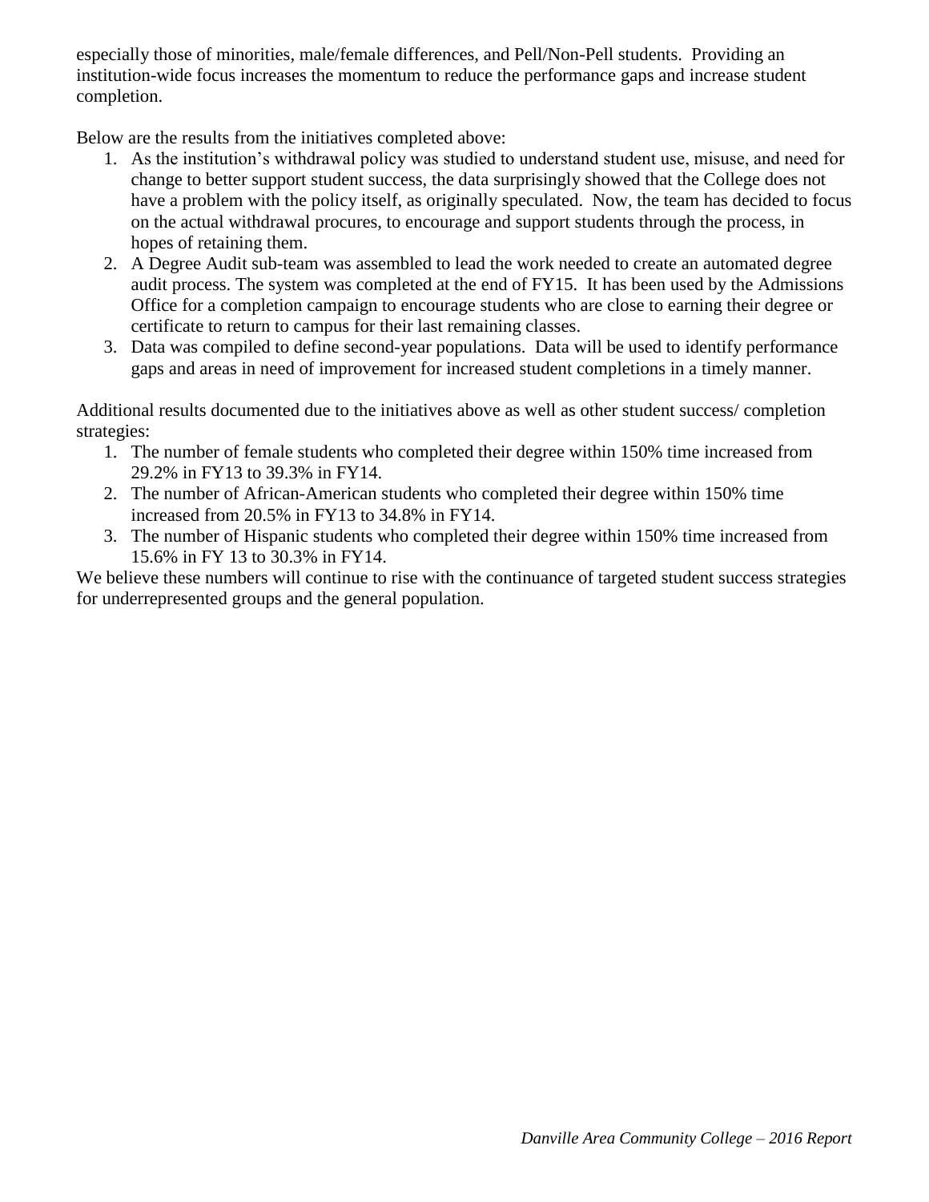especially those of minorities, male/female differences, and Pell/Non-Pell students. Providing an institution-wide focus increases the momentum to reduce the performance gaps and increase student completion.

Below are the results from the initiatives completed above:

1. As the institution's withdrawal policy was studied to understand student use, misuse, and need for change to better support student success, the data surprisingly showed that the College does not have a problem with the policy itself, as originally speculated. Now, the team has decided to focus on the actual withdrawal procures, to encourage and support students through the process, in hopes of retaining them.
2. A Degree Audit sub-team was assembled to lead the work needed to create an automated degree audit process. The system was completed at the end of FY15. It has been used by the Admissions Office for a completion campaign to encourage students who are close to earning their degree or certificate to return to campus for their last remaining classes.
3. Data was compiled to define second-year populations. Data will be used to identify performance gaps and areas in need of improvement for increased student completions in a timely manner.

Additional results documented due to the initiatives above as well as other student success/ completion strategies:

1. The number of female students who completed their degree within 150% time increased from 29.2% in FY13 to 39.3% in FY14.
2. The number of African-American students who completed their degree within 150% time increased from 20.5% in FY13 to 34.8% in FY14.
3. The number of Hispanic students who completed their degree within 150% time increased from 15.6% in FY 13 to 30.3% in FY14.

We believe these numbers will continue to rise with the continuance of targeted student success strategies for underrepresented groups and the general population.